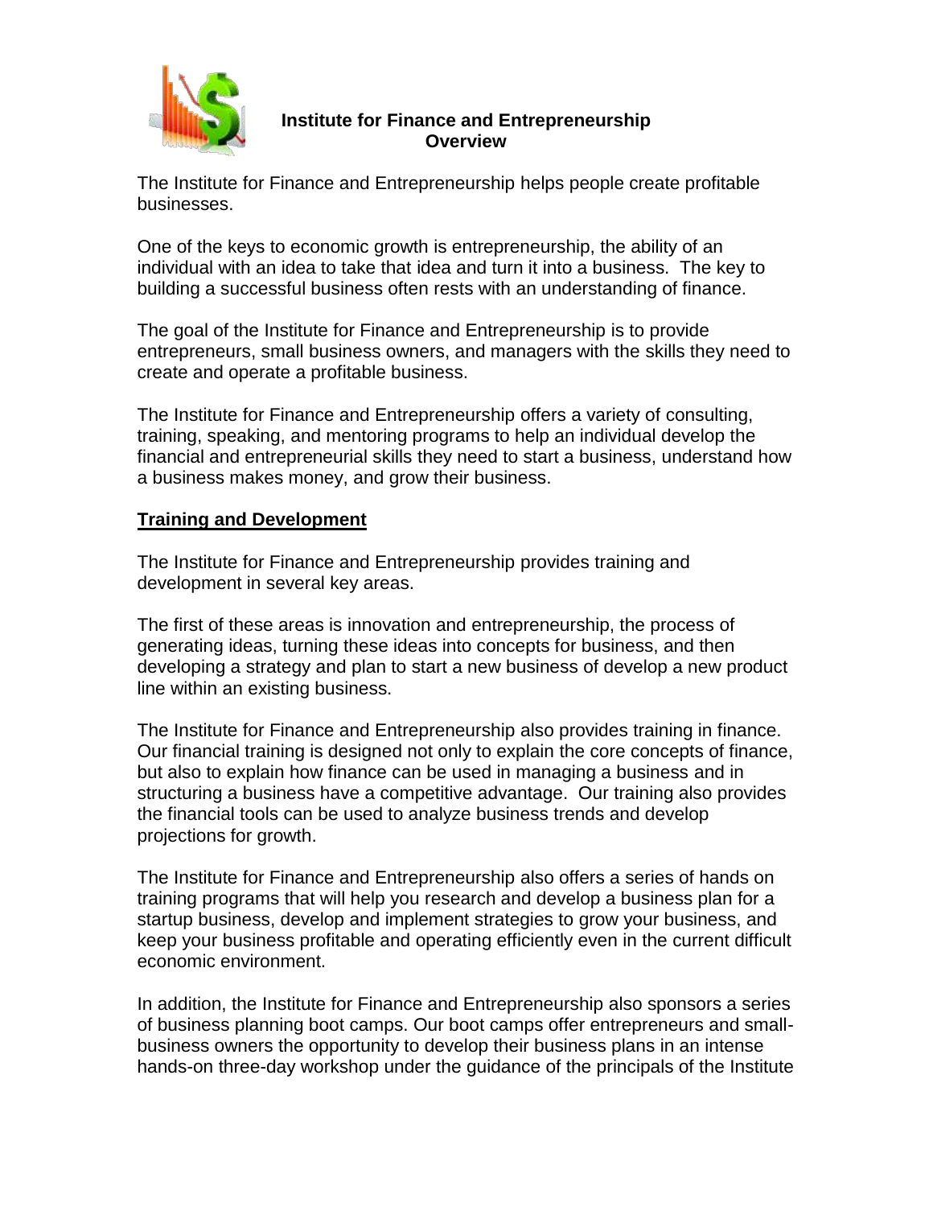**Institute for Finance and Entrepreneurship**
**Overview**

The Institute for Finance and Entrepreneurship helps people create profitable businesses.

One of the keys to economic growth is entrepreneurship, the ability of an individual with an idea to take that idea and turn it into a business. The key to building a successful business often rests with an understanding of finance.

The goal of the Institute for Finance and Entrepreneurship is to provide entrepreneurs, small business owners, and managers with the skills they need to create and operate a profitable business.

The Institute for Finance and Entrepreneurship offers a variety of consulting, training, speaking, and mentoring programs to help an individual develop the financial and entrepreneurial skills they need to start a business, understand how a business makes money, and grow their business.

## Training and Development

The Institute for Finance and Entrepreneurship provides training and development in several key areas.

The first of these areas is innovation and entrepreneurship, the process of generating ideas, turning these ideas into concepts for business, and then developing a strategy and plan to start a new business of develop a new product line within an existing business.

The Institute for Finance and Entrepreneurship also provides training in finance. Our financial training is designed not only to explain the core concepts of finance, but also to explain how finance can be used in managing a business and in structuring a business have a competitive advantage. Our training also provides the financial tools can be used to analyze business trends and develop projections for growth.

The Institute for Finance and Entrepreneurship also offers a series of hands on training programs that will help you research and develop a business plan for a startup business, develop and implement strategies to grow your business, and keep your business profitable and operating efficiently even in the current difficult economic environment.

In addition, the Institute for Finance and Entrepreneurship also sponsors a series of business planning boot camps. Our boot camps offer entrepreneurs and small-business owners the opportunity to develop their business plans in an intense hands-on three-day workshop under the guidance of the principals of the Institute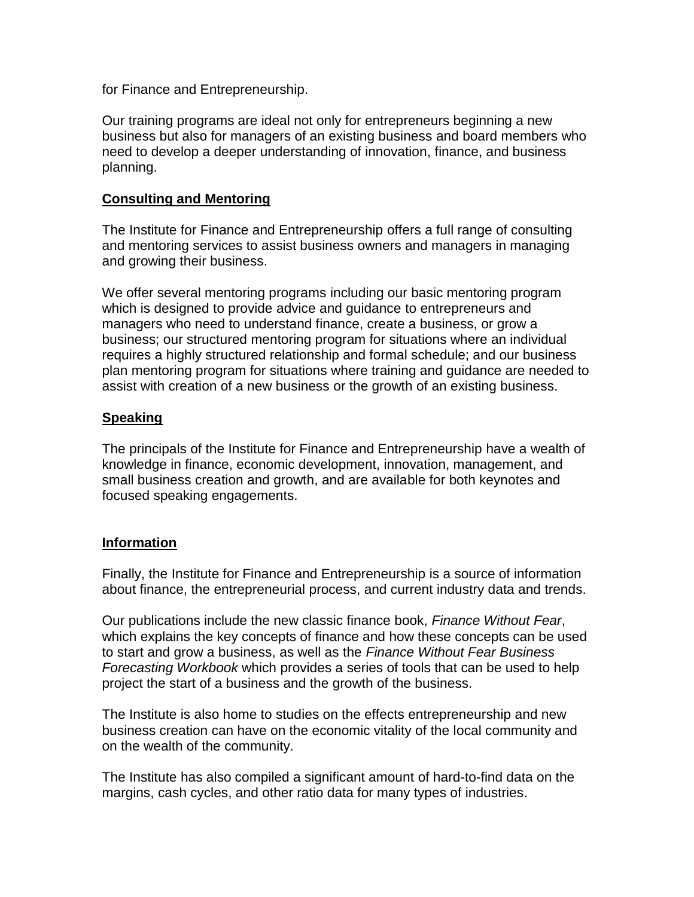for Finance and Entrepreneurship.

Our training programs are ideal not only for entrepreneurs beginning a new business but also for managers of an existing business and board members who need to develop a deeper understanding of innovation, finance, and business planning.

**Consulting and Mentoring**

The Institute for Finance and Entrepreneurship offers a full range of consulting and mentoring services to assist business owners and managers in managing and growing their business.

We offer several mentoring programs including our basic mentoring program which is designed to provide advice and guidance to entrepreneurs and managers who need to understand finance, create a business, or grow a business; our structured mentoring program for situations where an individual requires a highly structured relationship and formal schedule; and our business plan mentoring program for situations where training and guidance are needed to assist with creation of a new business or the growth of an existing business.

**Speaking**

The principals of the Institute for Finance and Entrepreneurship have a wealth of knowledge in finance, economic development, innovation, management, and small business creation and growth, and are available for both keynotes and focused speaking engagements.

**Information**

Finally, the Institute for Finance and Entrepreneurship is a source of information about finance, the entrepreneurial process, and current industry data and trends.

Our publications include the new classic finance book, *Finance Without Fear*, which explains the key concepts of finance and how these concepts can be used to start and grow a business, as well as the *Finance Without Fear Business Forecasting Workbook* which provides a series of tools that can be used to help project the start of a business and the growth of the business.

The Institute is also home to studies on the effects entrepreneurship and new business creation can have on the economic vitality of the local community and on the wealth of the community.

The Institute has also compiled a significant amount of hard-to-find data on the margins, cash cycles, and other ratio data for many types of industries.